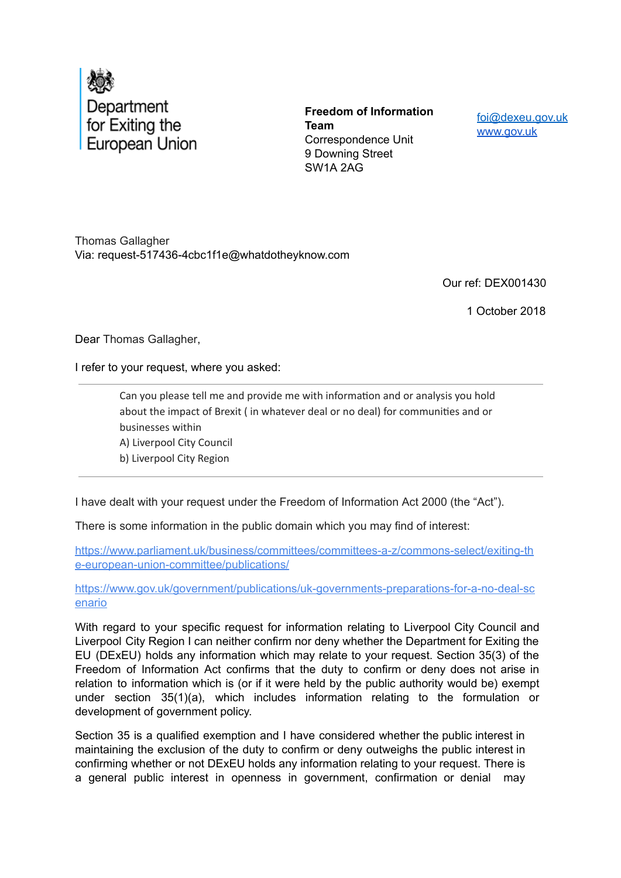Department for Exiting the European Union

**Freedom of Information Team**
Correspondence Unit
9 Downing Street
SW1A 2AG

foi@dexeu.gov.uk
www.gov.uk

Thomas Gallagher
Via: request-517436-4cbc1f1e@whatdotheyknow.com

Our ref: DEX001430

1 October 2018

Dear Thomas Gallagher,

I refer to your request, where you asked:

---

> Can you please tell me and provide me with information and or analysis you hold about the impact of Brexit ( in whatever deal or no deal) for communities and or businesses within
> A) Liverpool City Council
> b) Liverpool City Region

---

I have dealt with your request under the Freedom of Information Act 2000 (the "Act").

There is some information in the public domain which you may find of interest:

https://www.parliament.uk/business/committees/committees-a-z/commons-select/exiting-the-european-union-committee/publications/

https://www.gov.uk/government/publications/uk-governments-preparations-for-a-no-deal-scenario

With regard to your specific request for information relating to Liverpool City Council and Liverpool City Region I can neither confirm nor deny whether the Department for Exiting the EU (DExEU) holds any information which may relate to your request. Section 35(3) of the Freedom of Information Act confirms that the duty to confirm or deny does not arise in relation to information which is (or if it were held by the public authority would be) exempt under section 35(1)(a), which includes information relating to the formulation or development of government policy.

Section 35 is a qualified exemption and I have considered whether the public interest in maintaining the exclusion of the duty to confirm or deny outweighs the public interest in confirming whether or not DExEU holds any information relating to your request. There is a general public interest in openness in government, confirmation or denial may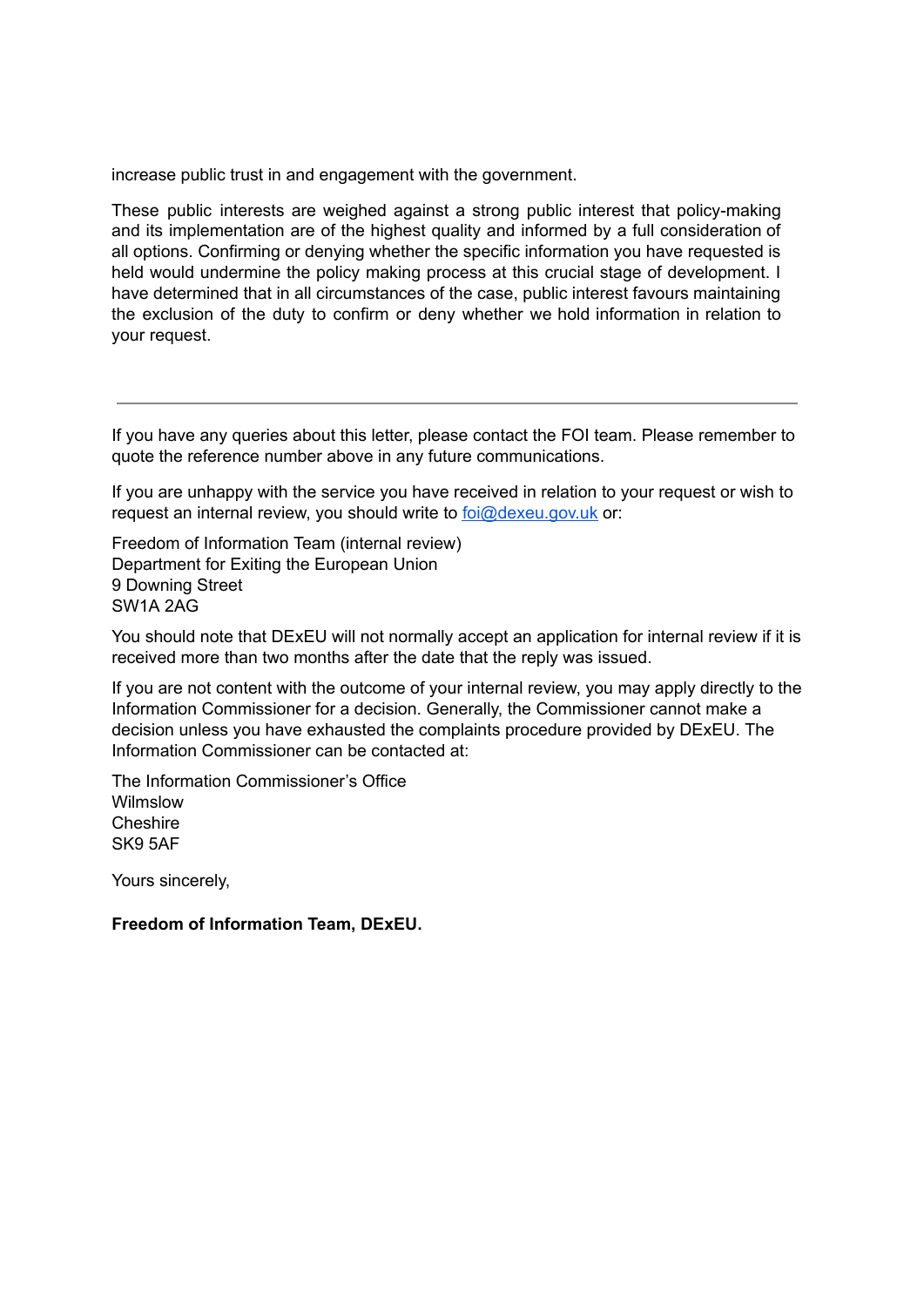increase public trust in and engagement with the government.

These public interests are weighed against a strong public interest that policy-making and its implementation are of the highest quality and informed by a full consideration of all options. Confirming or denying whether the specific information you have requested is held would undermine the policy making process at this crucial stage of development. I have determined that in all circumstances of the case, public interest favours maintaining the exclusion of the duty to confirm or deny whether we hold information in relation to your request.

---

If you have any queries about this letter, please contact the FOI team. Please remember to quote the reference number above in any future communications.

If you are unhappy with the service you have received in relation to your request or wish to request an internal review, you should write to foi@dexeu.gov.uk or:

Freedom of Information Team (internal review)
Department for Exiting the European Union
9 Downing Street
SW1A 2AG

You should note that DExEU will not normally accept an application for internal review if it is received more than two months after the date that the reply was issued.

If you are not content with the outcome of your internal review, you may apply directly to the Information Commissioner for a decision. Generally, the Commissioner cannot make a decision unless you have exhausted the complaints procedure provided by DExEU. The Information Commissioner can be contacted at:

The Information Commissioner's Office
Wilmslow
Cheshire
SK9 5AF

Yours sincerely,

**Freedom of Information Team, DExEU.**